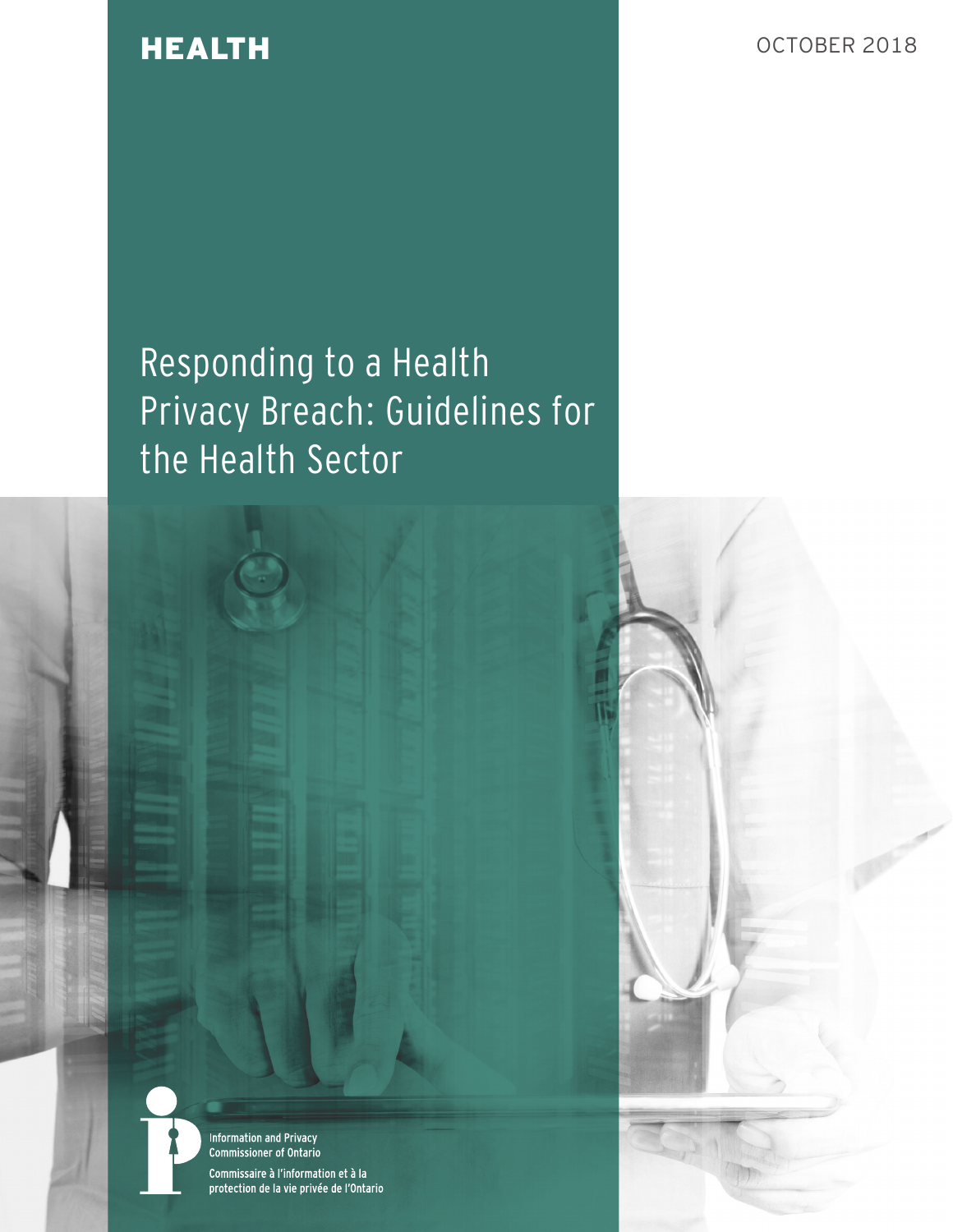HEALTH

OCTOBER 2018

# Responding to a Health Privacy Breach: Guidelines for the Health Sector

Information and Privacy Commissioner of Ontario

Commissaire à l'information et à la protection de la vie privée de l'Ontario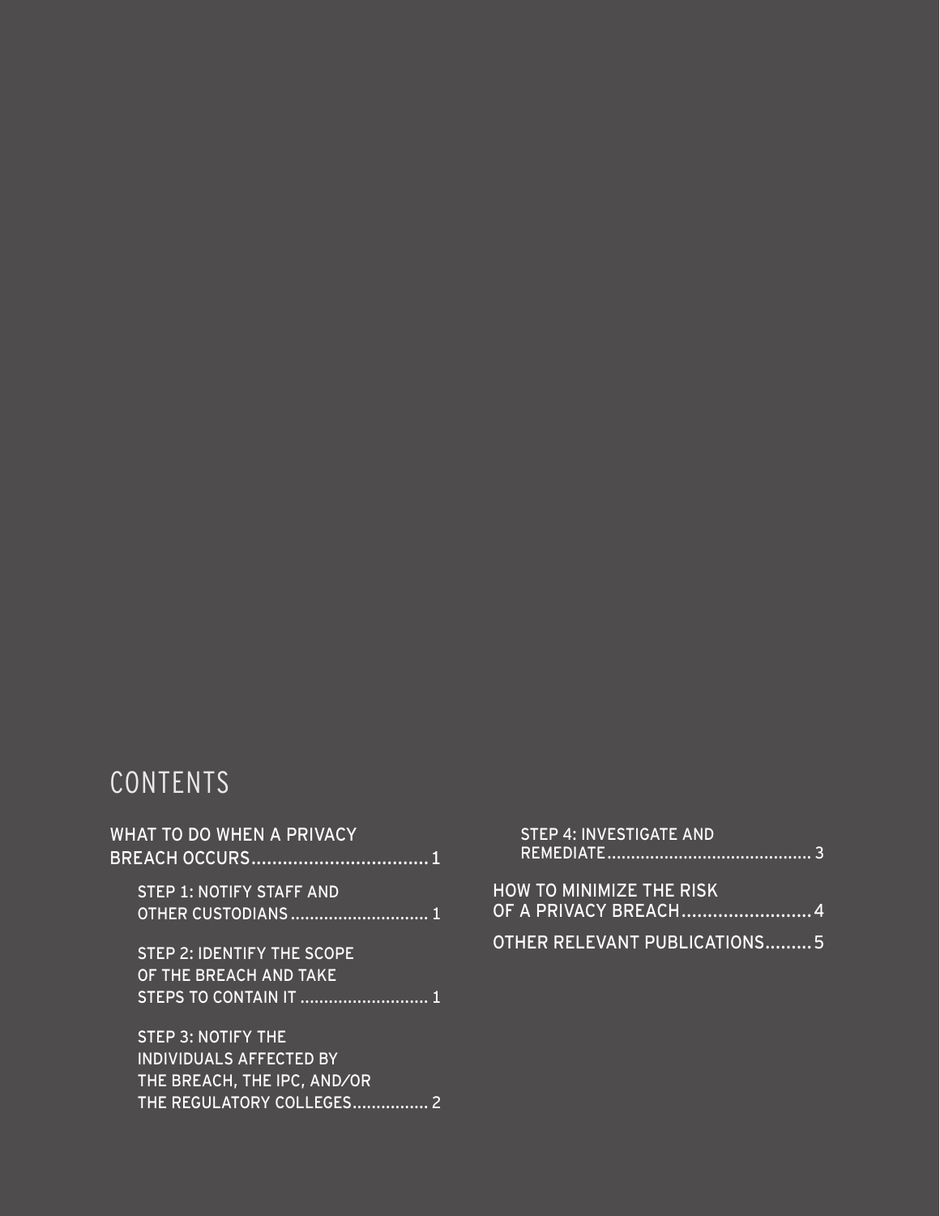## CONTENTS

WHAT TO DO WHEN A PRIVACY BREACH OCCURS.................................. 1

- STEP 1: NOTIFY STAFF AND OTHER CUSTODIANS............................. 1
- STEP 2: IDENTIFY THE SCOPE OF THE BREACH AND TAKE STEPS TO CONTAIN IT ........................... 1
- STEP 3: NOTIFY THE INDIVIDUALS AFFECTED BY THE BREACH, THE IPC, AND/OR THE REGULATORY COLLEGES................ 2
- STEP 4: INVESTIGATE AND REMEDIATE........................................... 3

HOW TO MINIMIZE THE RISK OF A PRIVACY BREACH......................... 4

OTHER RELEVANT PUBLICATIONS......... 5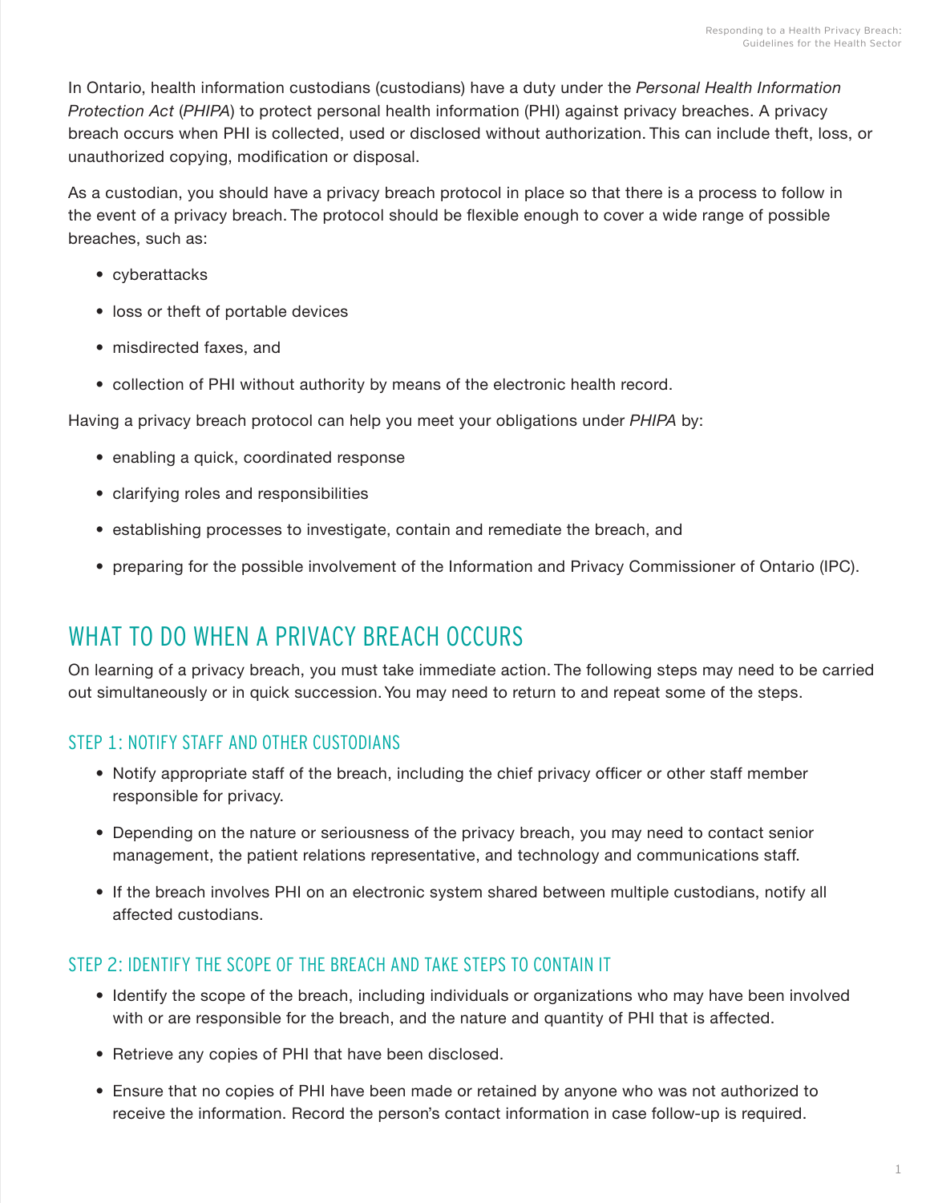In Ontario, health information custodians (custodians) have a duty under the *Personal Health Information Protection Act* (*PHIPA*) to protect personal health information (PHI) against privacy breaches. A privacy breach occurs when PHI is collected, used or disclosed without authorization. This can include theft, loss, or unauthorized copying, modification or disposal.

As a custodian, you should have a privacy breach protocol in place so that there is a process to follow in the event of a privacy breach. The protocol should be flexible enough to cover a wide range of possible breaches, such as:

- cyberattacks
- loss or theft of portable devices
- misdirected faxes, and
- collection of PHI without authority by means of the electronic health record.

Having a privacy breach protocol can help you meet your obligations under *PHIPA* by:

- enabling a quick, coordinated response
- clarifying roles and responsibilities
- establishing processes to investigate, contain and remediate the breach, and
- preparing for the possible involvement of the Information and Privacy Commissioner of Ontario (IPC).

## WHAT TO DO WHEN A PRIVACY BREACH OCCURS

On learning of a privacy breach, you must take immediate action. The following steps may need to be carried out simultaneously or in quick succession. You may need to return to and repeat some of the steps.

### STEP 1: NOTIFY STAFF AND OTHER CUSTODIANS

- Notify appropriate staff of the breach, including the chief privacy officer or other staff member responsible for privacy.
- Depending on the nature or seriousness of the privacy breach, you may need to contact senior management, the patient relations representative, and technology and communications staff.
- If the breach involves PHI on an electronic system shared between multiple custodians, notify all affected custodians.

### STEP 2: IDENTIFY THE SCOPE OF THE BREACH AND TAKE STEPS TO CONTAIN IT

- Identify the scope of the breach, including individuals or organizations who may have been involved with or are responsible for the breach, and the nature and quantity of PHI that is affected.
- Retrieve any copies of PHI that have been disclosed.
- Ensure that no copies of PHI have been made or retained by anyone who was not authorized to receive the information. Record the person's contact information in case follow-up is required.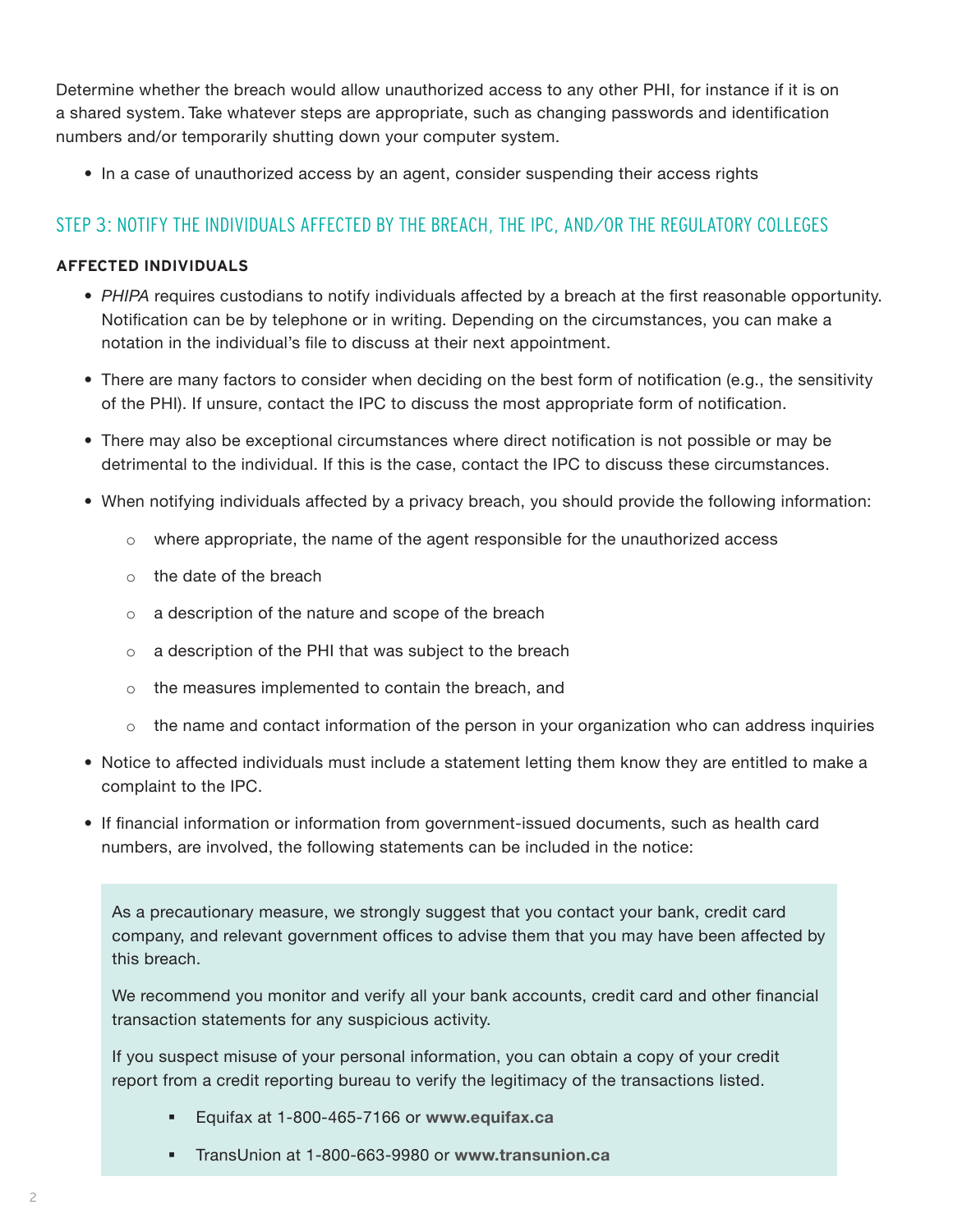Determine whether the breach would allow unauthorized access to any other PHI, for instance if it is on a shared system. Take whatever steps are appropriate, such as changing passwords and identification numbers and/or temporarily shutting down your computer system.

- In a case of unauthorized access by an agent, consider suspending their access rights

## STEP 3: NOTIFY THE INDIVIDUALS AFFECTED BY THE BREACH, THE IPC, AND/OR THE REGULATORY COLLEGES

### AFFECTED INDIVIDUALS

- *PHIPA* requires custodians to notify individuals affected by a breach at the first reasonable opportunity. Notification can be by telephone or in writing. Depending on the circumstances, you can make a notation in the individual's file to discuss at their next appointment.
- There are many factors to consider when deciding on the best form of notification (e.g., the sensitivity of the PHI). If unsure, contact the IPC to discuss the most appropriate form of notification.
- There may also be exceptional circumstances where direct notification is not possible or may be detrimental to the individual. If this is the case, contact the IPC to discuss these circumstances.
- When notifying individuals affected by a privacy breach, you should provide the following information:
  - where appropriate, the name of the agent responsible for the unauthorized access
  - the date of the breach
  - a description of the nature and scope of the breach
  - a description of the PHI that was subject to the breach
  - the measures implemented to contain the breach, and
  - the name and contact information of the person in your organization who can address inquiries
- Notice to affected individuals must include a statement letting them know they are entitled to make a complaint to the IPC.
- If financial information or information from government-issued documents, such as health card numbers, are involved, the following statements can be included in the notice:

> As a precautionary measure, we strongly suggest that you contact your bank, credit card company, and relevant government offices to advise them that you may have been affected by this breach.
>
> We recommend you monitor and verify all your bank accounts, credit card and other financial transaction statements for any suspicious activity.
>
> If you suspect misuse of your personal information, you can obtain a copy of your credit report from a credit reporting bureau to verify the legitimacy of the transactions listed.
>
> - Equifax at 1-800-465-7166 or **www.equifax.ca**
> - TransUnion at 1-800-663-9980 or **www.transunion.ca**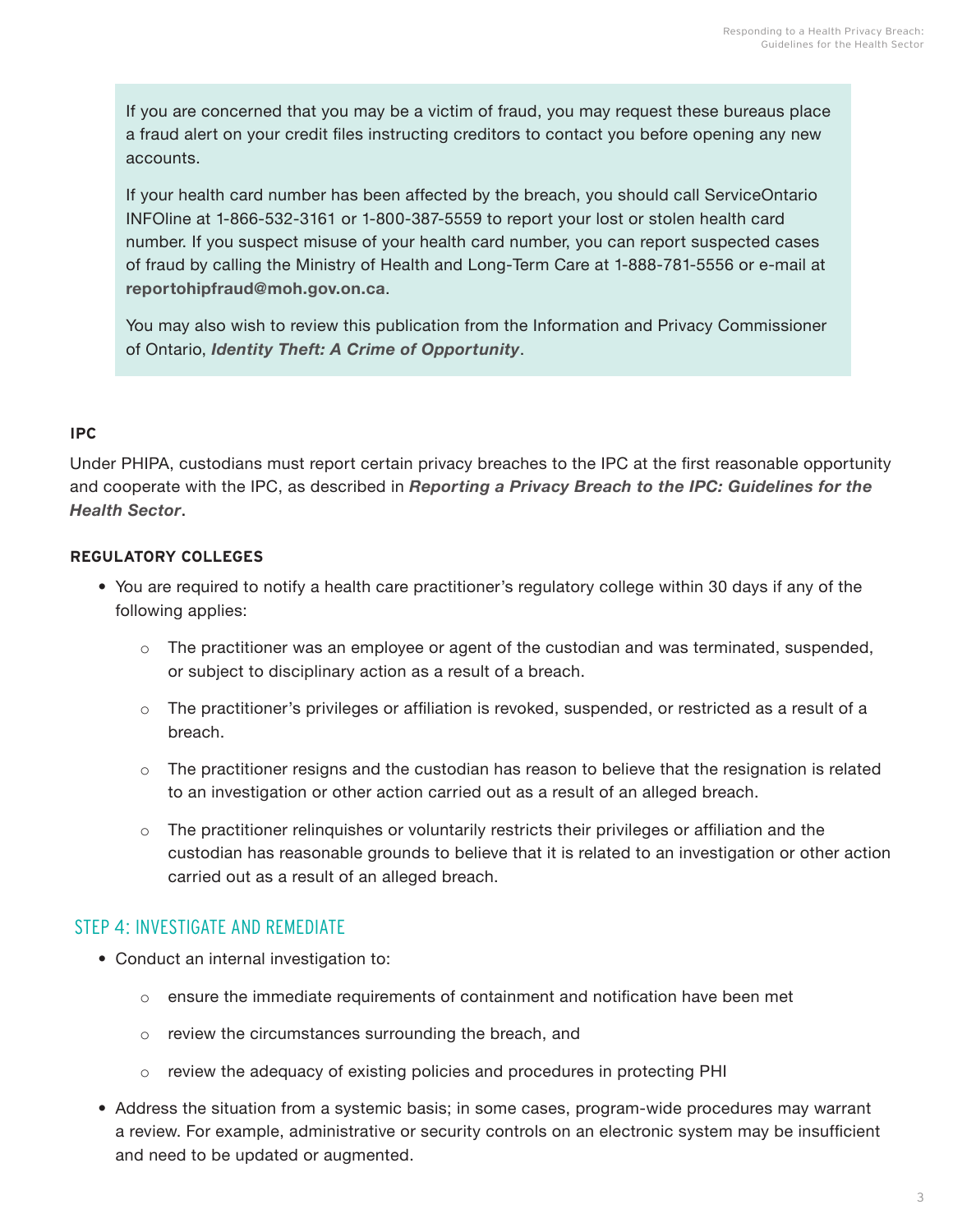If you are concerned that you may be a victim of fraud, you may request these bureaus place a fraud alert on your credit files instructing creditors to contact you before opening any new accounts.

If your health card number has been affected by the breach, you should call ServiceOntario INFOline at 1-866-532-3161 or 1-800-387-5559 to report your lost or stolen health card number. If you suspect misuse of your health card number, you can report suspected cases of fraud by calling the Ministry of Health and Long-Term Care at 1-888-781-5556 or e-mail at **reportohipfraud@moh.gov.on.ca**.

You may also wish to review this publication from the Information and Privacy Commissioner of Ontario, ***Identity Theft: A Crime of Opportunity***.

#### IPC

Under PHIPA, custodians must report certain privacy breaches to the IPC at the first reasonable opportunity and cooperate with the IPC, as described in ***Reporting a Privacy Breach to the IPC: Guidelines for the Health Sector***.

#### REGULATORY COLLEGES

- You are required to notify a health care practitioner's regulatory college within 30 days if any of the following applies:
  - The practitioner was an employee or agent of the custodian and was terminated, suspended, or subject to disciplinary action as a result of a breach.
  - The practitioner's privileges or affiliation is revoked, suspended, or restricted as a result of a breach.
  - The practitioner resigns and the custodian has reason to believe that the resignation is related to an investigation or other action carried out as a result of an alleged breach.
  - The practitioner relinquishes or voluntarily restricts their privileges or affiliation and the custodian has reasonable grounds to believe that it is related to an investigation or other action carried out as a result of an alleged breach.

## STEP 4: INVESTIGATE AND REMEDIATE

- Conduct an internal investigation to:
  - ensure the immediate requirements of containment and notification have been met
  - review the circumstances surrounding the breach, and
  - review the adequacy of existing policies and procedures in protecting PHI
- Address the situation from a systemic basis; in some cases, program-wide procedures may warrant a review. For example, administrative or security controls on an electronic system may be insufficient and need to be updated or augmented.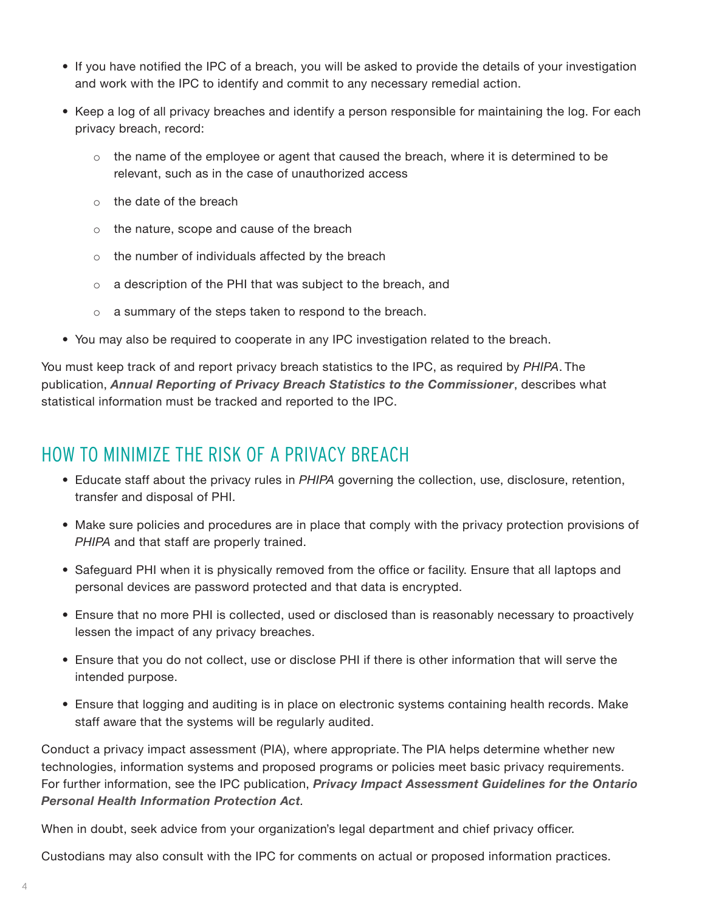- If you have notified the IPC of a breach, you will be asked to provide the details of your investigation and work with the IPC to identify and commit to any necessary remedial action.
- Keep a log of all privacy breaches and identify a person responsible for maintaining the log. For each privacy breach, record:
  - the name of the employee or agent that caused the breach, where it is determined to be relevant, such as in the case of unauthorized access
  - the date of the breach
  - the nature, scope and cause of the breach
  - the number of individuals affected by the breach
  - a description of the PHI that was subject to the breach, and
  - a summary of the steps taken to respond to the breach.
- You may also be required to cooperate in any IPC investigation related to the breach.

You must keep track of and report privacy breach statistics to the IPC, as required by *PHIPA*. The publication, ***Annual Reporting of Privacy Breach Statistics to the Commissioner***, describes what statistical information must be tracked and reported to the IPC.

## HOW TO MINIMIZE THE RISK OF A PRIVACY BREACH

- Educate staff about the privacy rules in *PHIPA* governing the collection, use, disclosure, retention, transfer and disposal of PHI.
- Make sure policies and procedures are in place that comply with the privacy protection provisions of *PHIPA* and that staff are properly trained.
- Safeguard PHI when it is physically removed from the office or facility. Ensure that all laptops and personal devices are password protected and that data is encrypted.
- Ensure that no more PHI is collected, used or disclosed than is reasonably necessary to proactively lessen the impact of any privacy breaches.
- Ensure that you do not collect, use or disclose PHI if there is other information that will serve the intended purpose.
- Ensure that logging and auditing is in place on electronic systems containing health records. Make staff aware that the systems will be regularly audited.

Conduct a privacy impact assessment (PIA), where appropriate. The PIA helps determine whether new technologies, information systems and proposed programs or policies meet basic privacy requirements. For further information, see the IPC publication, ***Privacy Impact Assessment Guidelines for the Ontario Personal Health Information Protection Act****.*

When in doubt, seek advice from your organization's legal department and chief privacy officer.

Custodians may also consult with the IPC for comments on actual or proposed information practices.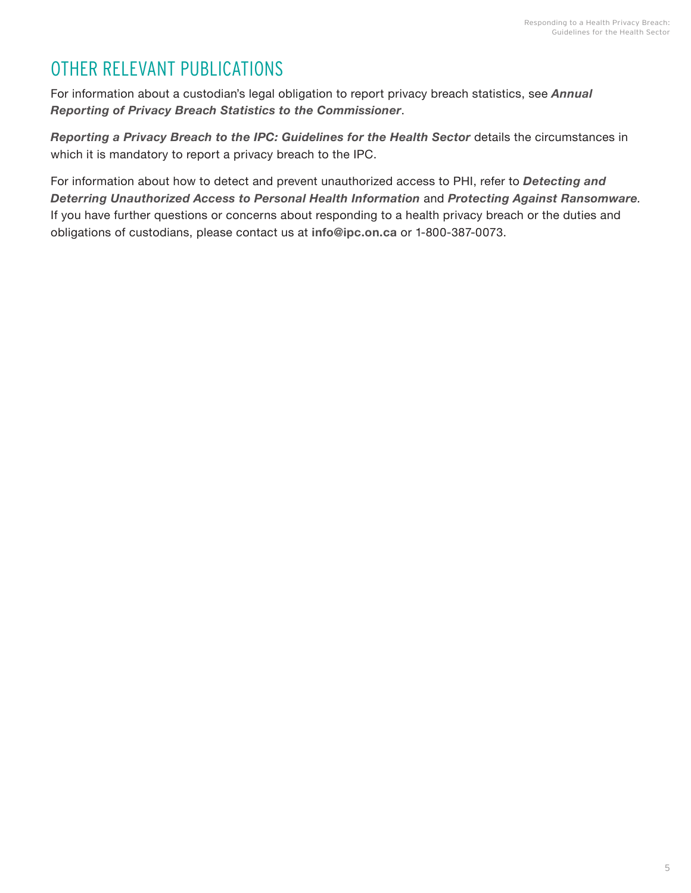## OTHER RELEVANT PUBLICATIONS

For information about a custodian's legal obligation to report privacy breach statistics, see ***Annual Reporting of Privacy Breach Statistics to the Commissioner***.

***Reporting a Privacy Breach to the IPC: Guidelines for the Health Sector*** details the circumstances in which it is mandatory to report a privacy breach to the IPC.

For information about how to detect and prevent unauthorized access to PHI, refer to ***Detecting and Deterring Unauthorized Access to Personal Health Information*** and ***Protecting Against Ransomware***. If you have further questions or concerns about responding to a health privacy breach or the duties and obligations of custodians, please contact us at **info@ipc.on.ca** or 1-800-387-0073.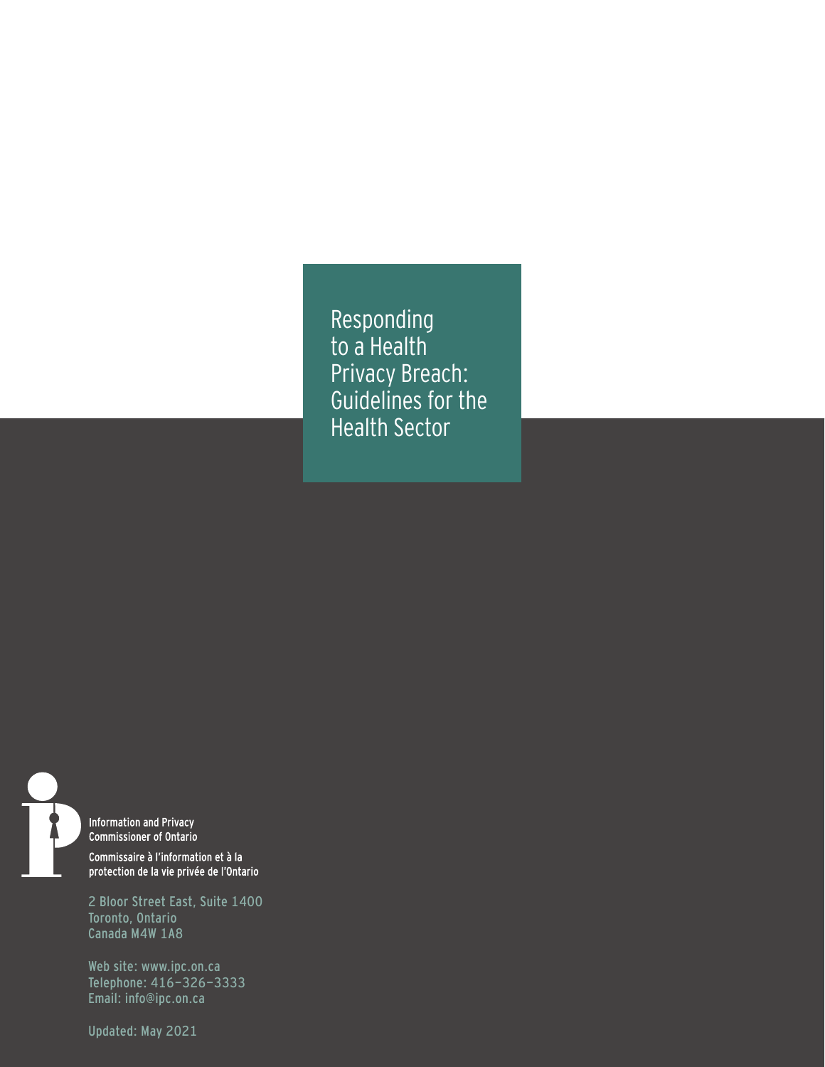Responding to a Health Privacy Breach: Guidelines for the Health Sector

Information and Privacy Commissioner of Ontario

Commissaire à l'information et à la protection de la vie privée de l'Ontario

2 Bloor Street East, Suite 1400
Toronto, Ontario
Canada M4W 1A8

Web site: www.ipc.on.ca
Telephone: 416-326-3333
Email: info@ipc.on.ca

Updated: May 2021